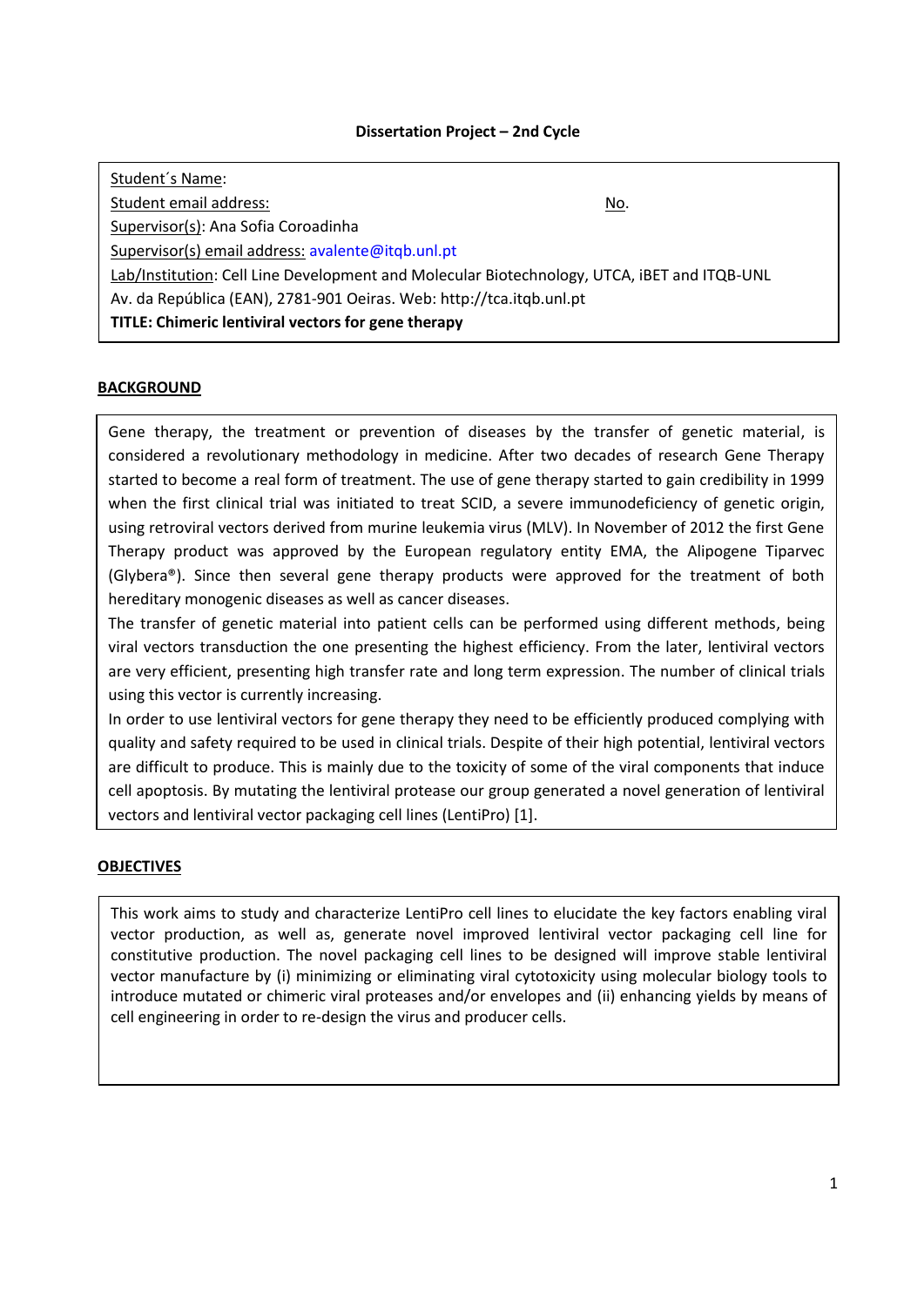**Dissertation Project – 2nd Cycle**

Student´s Name:

Student email address: No.

Supervisor(s): Ana Sofia Coroadinha

Supervisor(s) email address: avalente@itqb.unl.pt

Lab/Institution: Cell Line Development and Molecular Biotechnology, UTCA, iBET and ITQB-UNL
Av. da República (EAN), 2781-901 Oeiras. Web: http://tca.itqb.unl.pt

**TITLE: Chimeric lentiviral vectors for gene therapy**

## BACKGROUND

Gene therapy, the treatment or prevention of diseases by the transfer of genetic material, is considered a revolutionary methodology in medicine. After two decades of research Gene Therapy started to become a real form of treatment. The use of gene therapy started to gain credibility in 1999 when the first clinical trial was initiated to treat SCID, a severe immunodeficiency of genetic origin, using retroviral vectors derived from murine leukemia virus (MLV). In November of 2012 the first Gene Therapy product was approved by the European regulatory entity EMA, the Alipogene Tiparvec (Glybera®). Since then several gene therapy products were approved for the treatment of both hereditary monogenic diseases as well as cancer diseases.

The transfer of genetic material into patient cells can be performed using different methods, being viral vectors transduction the one presenting the highest efficiency. From the later, lentiviral vectors are very efficient, presenting high transfer rate and long term expression. The number of clinical trials using this vector is currently increasing.

In order to use lentiviral vectors for gene therapy they need to be efficiently produced complying with quality and safety required to be used in clinical trials. Despite of their high potential, lentiviral vectors are difficult to produce. This is mainly due to the toxicity of some of the viral components that induce cell apoptosis. By mutating the lentiviral protease our group generated a novel generation of lentiviral vectors and lentiviral vector packaging cell lines (LentiPro) [1].

## OBJECTIVES

This work aims to study and characterize LentiPro cell lines to elucidate the key factors enabling viral vector production, as well as, generate novel improved lentiviral vector packaging cell line for constitutive production. The novel packaging cell lines to be designed will improve stable lentiviral vector manufacture by (i) minimizing or eliminating viral cytotoxicity using molecular biology tools to introduce mutated or chimeric viral proteases and/or envelopes and (ii) enhancing yields by means of cell engineering in order to re-design the virus and producer cells.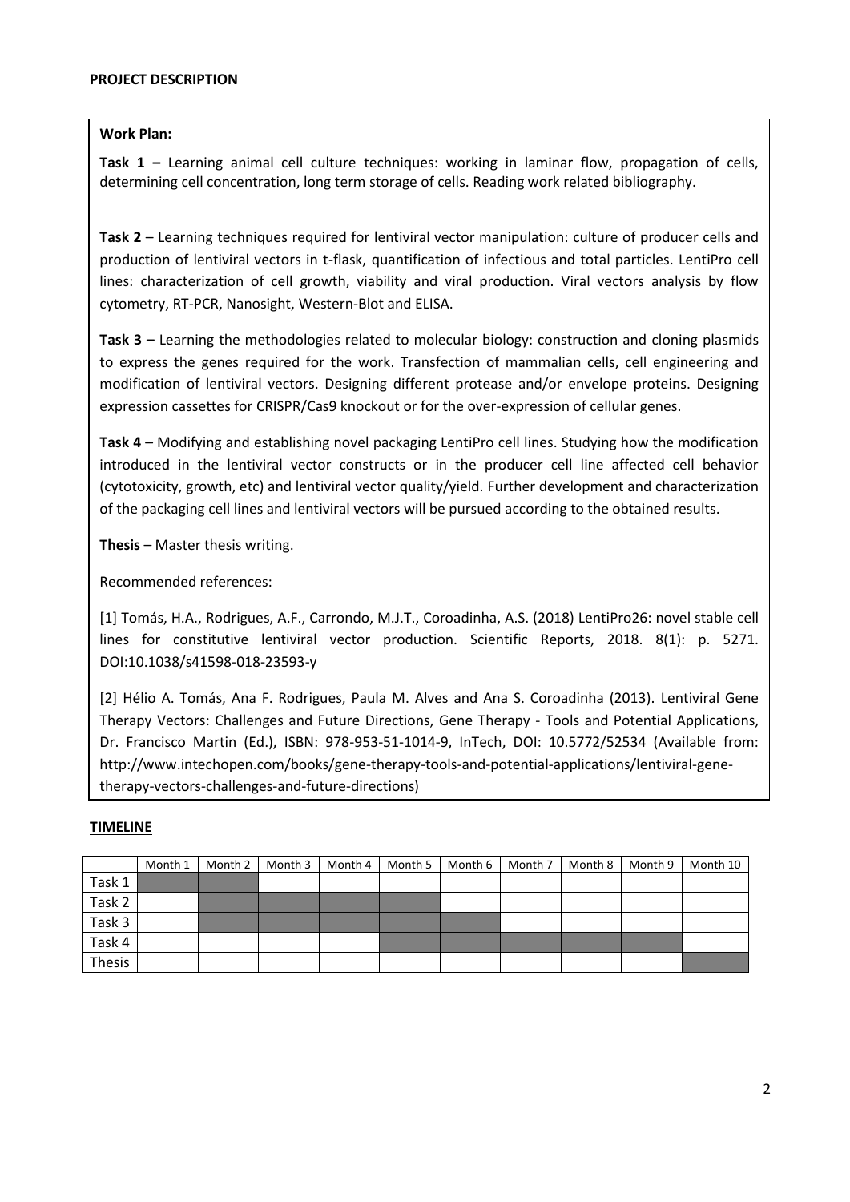**PROJECT DESCRIPTION**

**Work Plan:**

**Task 1 –** Learning animal cell culture techniques: working in laminar flow, propagation of cells, determining cell concentration, long term storage of cells. Reading work related bibliography.

**Task 2** – Learning techniques required for lentiviral vector manipulation: culture of producer cells and production of lentiviral vectors in t-flask, quantification of infectious and total particles. LentiPro cell lines: characterization of cell growth, viability and viral production. Viral vectors analysis by flow cytometry, RT-PCR, Nanosight, Western-Blot and ELISA.

**Task 3 –** Learning the methodologies related to molecular biology: construction and cloning plasmids to express the genes required for the work. Transfection of mammalian cells, cell engineering and modification of lentiviral vectors. Designing different protease and/or envelope proteins. Designing expression cassettes for CRISPR/Cas9 knockout or for the over-expression of cellular genes.

**Task 4** – Modifying and establishing novel packaging LentiPro cell lines. Studying how the modification introduced in the lentiviral vector constructs or in the producer cell line affected cell behavior (cytotoxicity, growth, etc) and lentiviral vector quality/yield. Further development and characterization of the packaging cell lines and lentiviral vectors will be pursued according to the obtained results.

**Thesis** – Master thesis writing.

Recommended references:

[1] Tomás, H.A., Rodrigues, A.F., Carrondo, M.J.T., Coroadinha, A.S. (2018) LentiPro26: novel stable cell lines for constitutive lentiviral vector production. Scientific Reports, 2018. 8(1): p. 5271. DOI:10.1038/s41598-018-23593-y

[2] Hélio A. Tomás, Ana F. Rodrigues, Paula M. Alves and Ana S. Coroadinha (2013). Lentiviral Gene Therapy Vectors: Challenges and Future Directions, Gene Therapy - Tools and Potential Applications, Dr. Francisco Martin (Ed.), ISBN: 978-953-51-1014-9, InTech, DOI: 10.5772/52534 (Available from: http://www.intechopen.com/books/gene-therapy-tools-and-potential-applications/lentiviral-gene-therapy-vectors-challenges-and-future-directions)

**TIMELINE**

| | Month 1 | Month 2 | Month 3 | Month 4 | Month 5 | Month 6 | Month 7 | Month 8 | Month 9 | Month 10 |
|---|---|---|---|---|---|---|---|---|---|---|
| Task 1 | ■ | ■ | | | | | | | | |
| Task 2 | | ■ | ■ | ■ | ■ | | | | | |
| Task 3 | | ■ | ■ | ■ | ■ | ■ | | | | |
| Task 4 | | | | | ■ | ■ | ■ | ■ | ■ | |
| Thesis | | | | | | | | | | ■ |